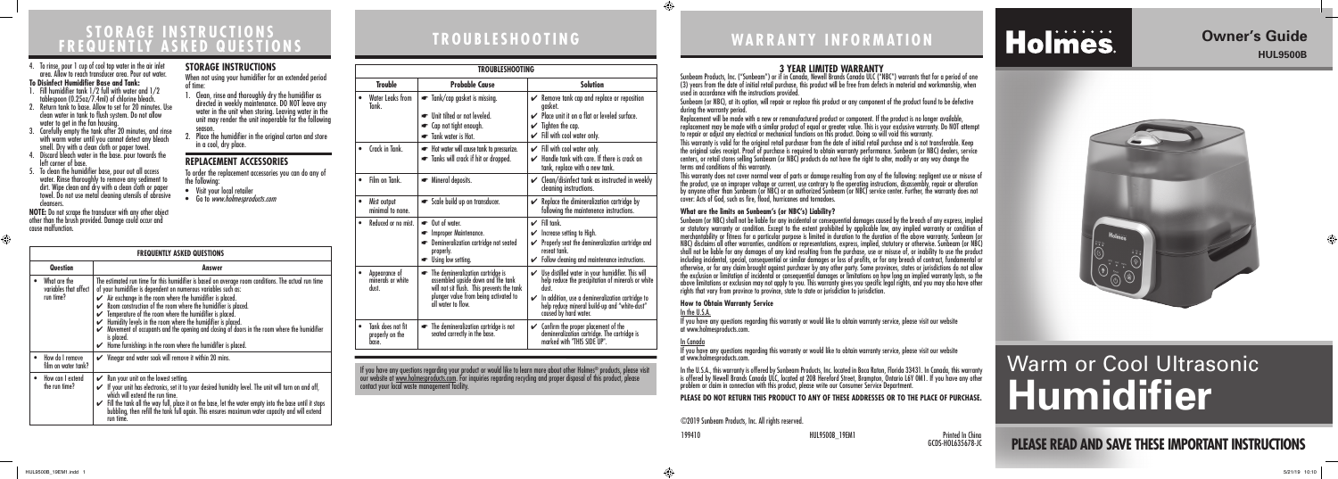# STORAGE INSTRUCTIONS FREQUENTLY ASKED QUESTIONS

4. To rinse, pour 1 cup of cool tap water in the air inlet area. Allow to reach transducer area. Pour out water.

**To Disinfect Humidifier Base and Tank:**

1. Fill humidifier tank 1/2 full with water and 1/2 tablespoon (0.25oz/7.4ml) of chlorine bleach.
2. Return tank to base. Allow to set for 20 minutes. Use clean water in tank to flush system. Do not allow water to get in the fan housing.
3. Carefully empty the tank after 20 minutes, and rinse with warm water until you cannot detect any bleach smell. Dry with a clean cloth or paper towel.
4. Discard bleach water in the base. pour towards the left corner of base.
5. To clean the humidifier base, pour out all access water. Rinse thoroughly to remove any sediment to dirt. Wipe clean and dry with a clean cloth or paper towel. Do not use metal cleaning utensils of abrasive cleansers.

**NOTE:** Do not scrape the transducer with any other object other than the brush provided. Damage could occur and cause malfunction.

## STORAGE INSTRUCTIONS

When not using your humidifier for an extended period of time:

1. Clean, rinse and thoroughly dry the humidifier as directed in weekly maintenance. DO NOT leave any water in the unit when storing. Leaving water in the unit may render the unit inoperable for the following season.
2. Place the humidifier in the original carton and store in a cool, dry place.

## REPLACEMENT ACCESSORIES

To order the replacement accessories you can do any of the following:

- Visit your local retailer
- Go to *www.holmesproducts.com*

| FREQUENTLY ASKED QUESTIONS | |
|---|---|
| **Question** | **Answer** |
| • What are the variables that affect run time? | The estimated run time for this humidifier is based on average room conditions. The actual run time of your humidifier is dependent on numerous variables such as: ✔ Air exchange in the room where the humidifier is placed. ✔ Room construction of the room where the humidifier is placed. ✔ Temperature of the room where the humidifier is placed. ✔ Humidity levels in the room where the humidifier is placed. ✔ Movement of occupants and the opening and closing of doors in the room where the humidifier is placed. ✔ Home furnishings in the room where the humidifier is placed. |
| • How do I remove film on water tank? | ✔ Vinegar and water soak will remove it within 20 mins. |
| • How can I extend the run time? | ✔ Run your unit on the lowest setting. ✔ If your unit has electronics, set it to your desired humidity level. The unit will turn on and off, which will extend the run time. ✔ Fill the tank all the way full, place it on the base, let the water empty into the base until it stops bubbling, then refill the tank full again. This ensures maximum water capacity and will extend run time. |

# TROUBLESHOOTING

| TROUBLESHOOTING | | |
|---|---|---|
| **Trouble** | **Probable Cause** | **Solution** |
| • Water Leaks from Tank. | ☛ Tank/cap gasket is missing. ☛ Unit tilted or not leveled. ☛ Cap not tight enough. ☛ Tank water is Hot. | ✔ Remove tank cap and replace or reposition gasket. ✔ Place unit it on a flat or leveled surface. ✔ Tighten the cap. ✔ Fill with cool water only. |
| • Crack in Tank. | ☛ Hot water will cause tank to pressurize. ☛ Tanks will crack if hit or dropped. | ✔ Fill with cool water only. ✔ Handle tank with care. If there is crack on tank, replace with a new tank. |
| • Film on Tank. | ☛ Mineral deposits. | ✔ Clean/disinfect tank as instructed in weekly cleaning instructions. |
| • Mist output minimal to none. | ☛ Scale build up on transducer. | ✔ Replace the demineralization cartridge by following the maintenance instructions. |
| • Reduced or no mist. | ☛ Out of water. ☛ Improper Maintenance. ☛ Demineralization cartridge not seated properly. ☛ Using low setting. | ✔ Fill tank. ✔ Increase setting to High. ✔ Properly seat the demineralization cartridge and reseat tank. ✔ Follow cleaning and maintenance instructions. |
| • Appearance of minerals or white dust. | ☛ The demineralization cartridge is assembled upside down and the tank will not sit flush. This prevents the tank plunger valve from being activated to all water to flow. | ✔ Use distilled water in your humidifier. This will help reduce the precipitation of minerals or white dust. ✔ In addition, use a demineralization cartridge to help reduce mineral build-up and "white-dust" caused by hard water. |
| • Tank does not fit properly on the base. | ☛ The demineralization cartridge is not seated correctly in the base. | ✔ Confirm the proper placement of the demineralization cartridge. The cartridge is marked with "THIS SIDE UP". |

If you have any questions regarding your product or would like to learn more about other Holmes® products, please visit our website at www.holmesproducts.com. For inquiries regarding recycling and proper disposal of this product, please contact your local waste management facility.

# WARRANTY INFORMATION

## 3 YEAR LIMITED WARRANTY

Sunbeam Products, Inc. ("Sunbeam") or if in Canada, Newell Brands Canada ULC ("NBC") warrants that for a period of one (3) years from the date of initial retail purchase, this product will be free from defects in material and workmanship, when used in accordance with the instructions provided.

Sunbeam (or NBC), at its option, will repair or replace this product or any component of the product found to be defective during the warranty period.

Replacement will be made with a new or remanufactured product or component. If the product is no longer available, replacement may be made with a similar product of equal or greater value. This is your exclusive warranty. Do NOT attempt to repair or adjust any electrical or mechanical functions on this product. Doing so will void this warranty.

This warranty is valid for the original retail purchaser from the date of initial retail purchase and is not transferable. Keep the original sales receipt. Proof of purchase is required to obtain warranty performance. Sunbeam (or NBC) dealers, service centers, or retail stores selling Sunbeam (or NBC) products do not have the right to alter, modify or any way change the terms and conditions of this warranty.

This warranty does not cover normal wear of parts or damage resulting from any of the following: negligent use or misuse of the product, use on improper voltage or current, use contrary to the operating instructions, disassembly, repair or alteration by anyone other than Sunbeam (or NBC) or an authorized Sunbeam (or NBC) service center. Further, the warranty does not cover: Acts of God, such as fire, flood, hurricanes and tornadoes.

### What are the limits on Sunbeam's (or NBC's) Liability?

Sunbeam (or NBC) shall not be liable for any incidental or consequential damages caused by the breach of any express, implied or statutory warranty or condition. Except to the extent prohibited by applicable law, any implied warranty or condition of merchantability or fitness for a particular purpose is limited in duration to the duration of the above warranty. Sunbeam (or NBC) disclaims all other warranties, conditions or representations, express, implied, statutory or otherwise. Sunbeam (or NBC) shall not be liable for any damages of any kind resulting from the purchase, use or misuse of, or inability to use the product including incidental, special, consequential or similar damages or loss of profits, or for any breach of contract, fundamental or otherwise, or for any claim brought against purchaser by any other party. Some provinces, states or jurisdictions do not allow the exclusion or limitation of incidental or consequential damages or limitations on how long an implied warranty lasts, so the above limitations or exclusion may not apply to you. This warranty gives you specific legal rights, and you may also have other rights that vary from province to province, state to state or jurisdiction to jurisdiction.

### How to Obtain Warranty Service

In the U.S.A.

If you have any questions regarding this warranty or would like to obtain warranty service, please visit our website at www.holmesproducts.com.

In Canada

If you have any questions regarding this warranty or would like to obtain warranty service, please visit our website at www.holmesproducts.com.

In the U.S.A., this warranty is offered by Sunbeam Products, Inc. located in Boca Raton, Florida 33431. In Canada, this warranty is offered by Newell Brands Canada ULC, located at 20B Hereford Street, Brampton, Ontario L6Y 0M1. If you have any other problem or claim in connection with this product, please write our Consumer Service Department.

**PLEASE DO NOT RETURN THIS PRODUCT TO ANY OF THESE ADDRESSES OR TO THE PLACE OF PURCHASE.**

©2019 Sunbeam Products, Inc. All rights reserved.

199410 HUL9500B_19EM1 Printed In China GCDS-HOL63567B-JC

# Holmes.

## Owner's Guide

HUL9500B

# Warm or Cool Ultrasonic Humidifier

**PLEASE READ AND SAVE THESE IMPORTANT INSTRUCTIONS**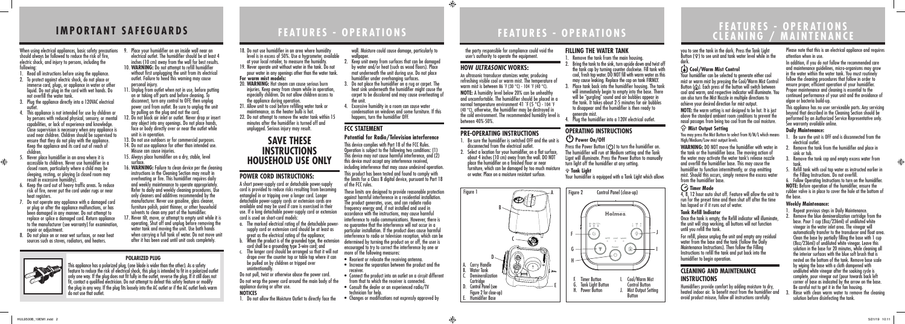# IMPORTANT SAFEGUARDS

When using electrical appliances, basic safety precautions should always be followed to reduce the risk of fire, electric shock, and injury to persons, including the following:

1. Read all instructions before using the appliance.
2. To protect against electric shock, do not place or immerse cord, plugs, or appliance in water or other liquid. Do not plug in the cord with wet hands. Do not overfill the water tank.
3. Plug the appliance directly into a 120VAC electrical outlet.
4. This appliance is not intended for use by children or by persons with reduced physical, sensory, or mental capabilities, or lack of experience and knowledge. Close supervision is necessary when any appliance is used near children. Children should be supervised to ensure that they do not play with the appliance. Keep the appliance and its cord out of reach of children.
5. Never place humidifier in an area where it is accessible to children. Never use humidifier in a closed room, particularly where a child may be sleeping, resting, or playing (a closed room may result in excessive humidity).
6. Keep the cord out of heavy traffic areas. To reduce risk of fire, never put the cord under rugs or near heat registers.
7. Do not operate any appliance with a damaged cord or plug or after the appliance malfunctions, or has been damaged in any manner. Do not attempt to replace or splice a damaged cord. Return appliance to the manufacturer (see warranty) for examination, repair or adjustment.
8. Do not place on or near wet surfaces, or near heat sources such as stoves, radiators, and heaters.
9. Place your humidifier on an inside wall near an electrical outlet. The humidifier should be at least 4 inches (10 cm) away from the wall for best results.
10. **WARNING:** Do not attempt to refill humidifier without first unplugging the unit from its electrical outlet. Failure to heed this warning may cause personal injury.
11. Unplug from outlet when not in use, before putting on or taking off parts and before cleaning. To disconnect, turn any control to OFF, then unplug power cord from outlet. Be sure to unplug the unit by pulling on the plug and not the cord.
12. Do not block air inlet or outlet. Never drop or insert any object into any openings. Do not place hands, face or body directly over or near the outlet while unit is in operation.
13. Do not use outdoors or for commercial purposes.
14. Do not use appliance for other than intended use. Misuse can cause injuries.
15. Always place humidifier on a dry, stable, level surface.
16. **WARNING:** Failure to clean device per the cleaning instructions in the Cleaning Section may result in overheating or fire. This humidifier requires daily and weekly maintenance to operate appropriately. Refer to daily and weekly cleaning procedures. Use only cleaners and additives recommended by the manufacturer. Never use gasoline, glass cleaner, furniture polish, paint thinner, or other household solvents to clean any part of the humidifier.
17. Never tilt, move, or attempt to empty unit while it is operating. Shut off and unplug before removing the water tank and moving the unit. Use both hands when carrying a full tank of water. Do not move unit after it has been used until unit cools completely.

### POLARIZED PLUG

This appliance has a polarized plug, (one blade is wider than the other). As a safety feature to reduce the risk of electrical shock, this plug is intended to fit in a polarized outlet only one way. If the plug does not fit fully in the outlet, reverse the plug. If it still does not fit, contact a qualified electrician. Do not attempt to defeat this safety feature or modify the plug in any way. If the plug fits loosely into the AC outlet or if the AC outlet feels warm do not use that outlet.

# FEATURES - OPERATIONS

18. Do not use humidifier in an area where humidity level is in excess of 50%. Use a hygrometer, available at your local retailer, to measure the humidity.
19. Never operate unit without water in the tank. Do not pour water in any openings other than the water tank.

**For warm mist models:**

20. **WARNING:** Hot steam can cause serious burn injuries. Keep away from steam while in operation, especially children. Do not allow children access to the appliance during operation.
21. Allow unit to cool before refilling water tank or maintenance, as the heater bulb is hot.
22. Do not attempt to remove the water tank within 15 minutes after the humidifier is turned off and unplugged. Serious injury may result.

## SAVE THESE INSTRUCTIONS HOUSEHOLD USE ONLY

### POWER CORD INSTRUCTIONS:

A short power-supply cord or detachable power-supply cord is provided to reduce risks resulting from becoming entangled in or tripping over a longer cord. Longer detachable power-supply cords or extension cords are available and may be used if care is exercised in their use. If a long detachable power-supply cord or extension cord is used on short-cord models:

a. The marked electrical rating of the detachable power-supply cord or extension cord should be at least as great as the electrical rating of the appliance;
b. When the product is of the grounded type, the extension cord shall be a grounding type 3-wire cord; and
c. The longer cord should be arranged so that it will not drape over the counter top or table top where it can be pulled on by children or tripped over unintentionally.

Do not pull, twist or otherwise abuse the power cord. Do not wrap the power cord around the main body of the appliance during or after use.

**NOTICES**

1. Do not allow the Moisture Outlet to directly face the wall. Moisture could cause damage, particularly to wallpaper.
2. Keep unit away from surfaces that can be damaged by water and/or heat (such as wood floors). Place mat underneath the unit during use. Do not place humidifier under overhanging surfaces.
3. Do not place the humidifier on a rug or carpet. The heat sink underneath the humidifier might cause the carpet to be discolored and may cause overheating of the unit.
4. Excessive humidity in a room can cause water condensation on windows and some furniture. If this happens, turn the humidifier OFF.

### FCC STATEMENT

**Potential for Radio/Television interference**

This device complies with Part 15 of the FCC Rules. Operation is subject to the following two conditions: (1) This device may not cause harmful interference, and (2) this device must accept any interference received, including interference that may cause undesired operation. This product has been tested and found to comply with the limits for a Class B digital device, pursuant to Part 18 of the FCC rules.

These limits are designed to provide reasonable protection against harmful interference in a residential installation. The product generates, uses, and can radiate radio frequency energy and, if not installed and used in accordance with the instructions, may cause harmful interference to radio communications. However, there is no guarantee that the interference will not occur in a particular installation. If the product does cause harmful interference to radio or television reception, which can be determined by turning the product on or off, the user is encouraged to try to correct the interference by one or more of the following measures:

- Reorient or relocate the receiving antenna.
- Increase the separation between the product and the receiver.
- Connect the product into an outlet on a circuit different from that to which the receiver is connected.
- Consult the dealer or an experienced radio/TV technician for help.
- Changes or modifications not expressly approved by the party responsible for compliance could void the user's authority to operate the equipment.

### HOW *ULTRASONIC* WORKS:

An ultrasonic transducer atomizes water, producing refreshing visible cool or warm mist. The temperature of warm mist is between 86 °F (30 °C) - 104 °F (40 °C).

**NOTE:** A humidity level below 20% can be unhealthy and uncomfortable. The humidifier should be placed in a normal temperature environment 41 °F (5 °C) - 104 °F (40 °C), otherwise, the humidifier may be destroyed in the cold environment. The recommended humidity level is between 40%-50%.

### PRE-OPERATING INSTRUCTIONS

1. Be sure the humidifier is switched OFF and the unit is disconnected from the electrical outlet.
2. Select a location for your humidifier, on a flat surface, about 4 inches (10 cm) away from the wall. DO NOT place the humidifier on a finished floor or near furniture, which can be damaged by too much moisture or water. Place on a moisture resistant surface.

Figure 1

A. Carry Handle
B. Water Tank
C. Demineralization Cartridge
D. Control Panel (see Figure 2 for close-up)
E. Humidifier Base

### FILLING THE WATER TANK

1. Remove the tank from the main housing.
2. Bring the tank to the sink, turn upside down and twist off the tank cap by turning counter clockwise. Fill tank with cool, fresh tap water. DO NOT fill with warm water as this may cause leaking. Replace the cap on tank FIRMLY.
3. Place tank back into the humidifier housing. The tank will immediately begin to empty into the base. There will be "gurgling" sound and air bubbles appear in the tank. It takes about 2-5 minutes for air bubbles to disappear and the humidifier is then ready to generate mist.
4. Plug the humidifier into a 120V electrical outlet.

### OPERATING INSTRUCTIONS

**Power On/Off**

Press the Power Button (⏻) to turn the humidifier on. The humidifier will run at Medium setting and the Tank Light will illuminate. Press the Power Button to manually turn light off the humidifier at any setting.

**Tank Light**

Your humidifier is equipped with a Tank Light which allows you to see the tank in the dark. Press the Tank Light Button to see unit and tank water level while in the dark.

Figure 2 Control Panel (close-up)

F. Timer Button
G. Tank Light Button
H. Power Button
I. Cool/Warm Mist Control Button
J. Mist Output Setting Button

# FEATURES - OPERATIONS CLEANING / MAINTENANCE

**Cool/Warm Mist Control**

Your humidifier can be selected to generate either cool mist or warm mist by pressing the Cool/Warm Mist Control Button. Each press of the button will switch between cool and warm, and respective indicator will illuminate. You can also turn the Mist Nozzle in multiple directions to achieve your desired direction for mist output.

**NOTE:** the warm setting is not designed to be hot. It is just above the standard ambient room conditions to prevent the nasal passages from being too cool from the cool moisture.

**Mist Output Setting**

You may press the Mist Button to select from H/M/L which means High/Medium/Low mist output levels.

**WARNING:** DO NOT move the humidifier with water in the tank or the humidifier base. The moving action of the water may activate the water tank's release nozzle and overfill the humidifier base. This may cause the humidifier to function intermittently, or stop emitting mist. Should this occur, simply remove the excess water from the humidifier base.

**Timer Mode**

4, 8, 12 hour auto shut off. Feature will allow the unit to run for the preset time and then shut off after the time has lapsed or if it runs out of water.

**Tank Refill Indicator**

Once the tank is empty, the Refill indicator will illuminate, the unit will stop working, all buttons will not function until you refill the tank.

For refill, please unplug the unit and empty any residual water from the base and the tank (follow the Daily Maintenance Instructions). Then follow the Filling Instructions to refill the tank and put back into the humidifier to begin operation.

### CLEANING AND MAINTENANCE INSTRUCTIONS

Humidifiers provide comfort by adding moisture to dry, heated indoor air. To benefit most from the humidifier and avoid product misuse, follow all instructions carefully.

Please note that this is an electrical appliance and requires attention when in use.

In addition, if you do not follow the recommended care and maintenance guidelines, micro-organisms may grow in the water within the water tank. You must routinely follow the cleaning procedures that follow in order to ensure proper, efficient operation of your humidifier. Proper maintenance and cleaning is essential to the continued performance of your unit and the avoidance of algae or bacteria build-up.

This appliance has no user serviceable parts. Any servicing beyond that described in the Cleaning Section should be performed by an Authorized Service Representative only. See warranty available online.

**Daily Maintenance:**

1. Be sure the unit is OFF and is disconnected from the electrical outlet.
2. Remove the tank from the humidifier and place in sink or tub.
3. Remove the tank cap and empty excess water from tank.
5. Refill tank with cool tap water as instructed earlier in the Filling Instructions. Do not overfill.
6. Follow Operating Instructions to turn on the humidifier.

**NOTE:** Before operation of the humidifier, ensure the rubber valve is in place to cover the hole at the bottom of the base.

**Weekly Maintenance:**

1. Repeat previous steps in Daily Maintenance.
2. Remove the blue demineralization cartridge from the base. Pour 1 cup (8oz/236ml) of undiluted white vinegar in the water inlet area. The vinegar will automatically transfer to the transducer and float area. Clean the base by partially filling the base with 1 cup (8oz/236ml) of undiluted white vinegar. Leave this solution in the base for 20 minutes, while cleaning all the interior surfaces with the blue soft brush that is nested on the bottom of the tank. Remove base scale by wiping the base with a cloth dampened with undiluted white vinegar after the soaking cycle is complete, pour vinegar out (pour towards back left corner of base as indicated by the arrow on the base. Be careful not to get it in the fan housing.
3. Rinse with clean warm water to remove the cleaning solution before disinfecting the tank.